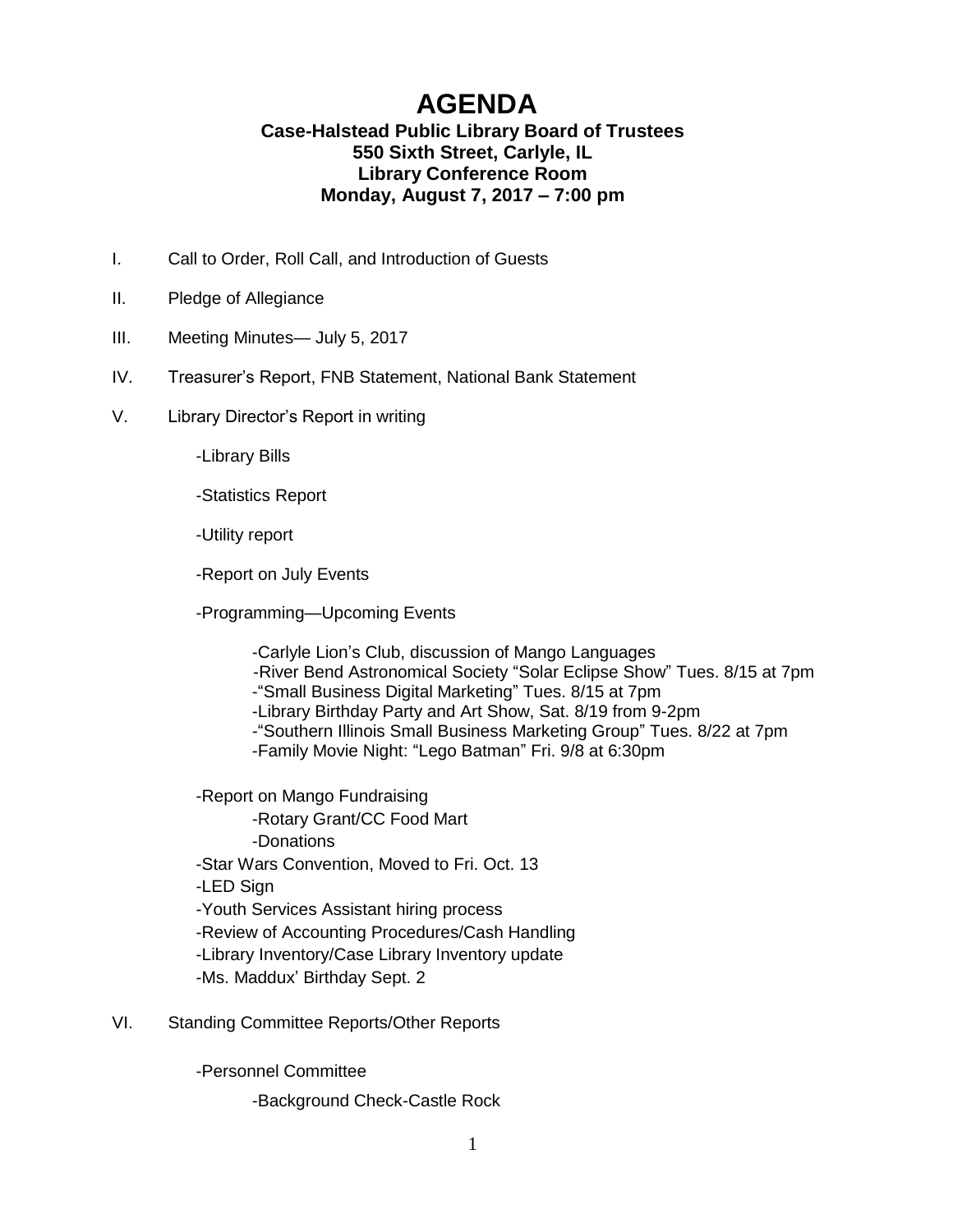# AGENDA

**Case-Halstead Public Library Board of Trustees**
**550 Sixth Street, Carlyle, IL**
**Library Conference Room**
**Monday, August 7, 2017 – 7:00 pm**

I. Call to Order, Roll Call, and Introduction of Guests

II. Pledge of Allegiance

III. Meeting Minutes— July 5, 2017

IV. Treasurer's Report, FNB Statement, National Bank Statement

V. Library Director's Report in writing

- -Library Bills
- -Statistics Report
- -Utility report
- -Report on July Events
- -Programming—Upcoming Events
  - -Carlyle Lion's Club, discussion of Mango Languages
  - -River Bend Astronomical Society "Solar Eclipse Show" Tues. 8/15 at 7pm
  - -"Small Business Digital Marketing" Tues. 8/15 at 7pm
  - -Library Birthday Party and Art Show, Sat. 8/19 from 9-2pm
  - -"Southern Illinois Small Business Marketing Group" Tues. 8/22 at 7pm
  - -Family Movie Night: "Lego Batman" Fri. 9/8 at 6:30pm
- -Report on Mango Fundraising
  - -Rotary Grant/CC Food Mart
  - -Donations
- -Star Wars Convention, Moved to Fri. Oct. 13
- -LED Sign
- -Youth Services Assistant hiring process
- -Review of Accounting Procedures/Cash Handling
- -Library Inventory/Case Library Inventory update
- -Ms. Maddux' Birthday Sept. 2

VI. Standing Committee Reports/Other Reports

- -Personnel Committee
  - -Background Check-Castle Rock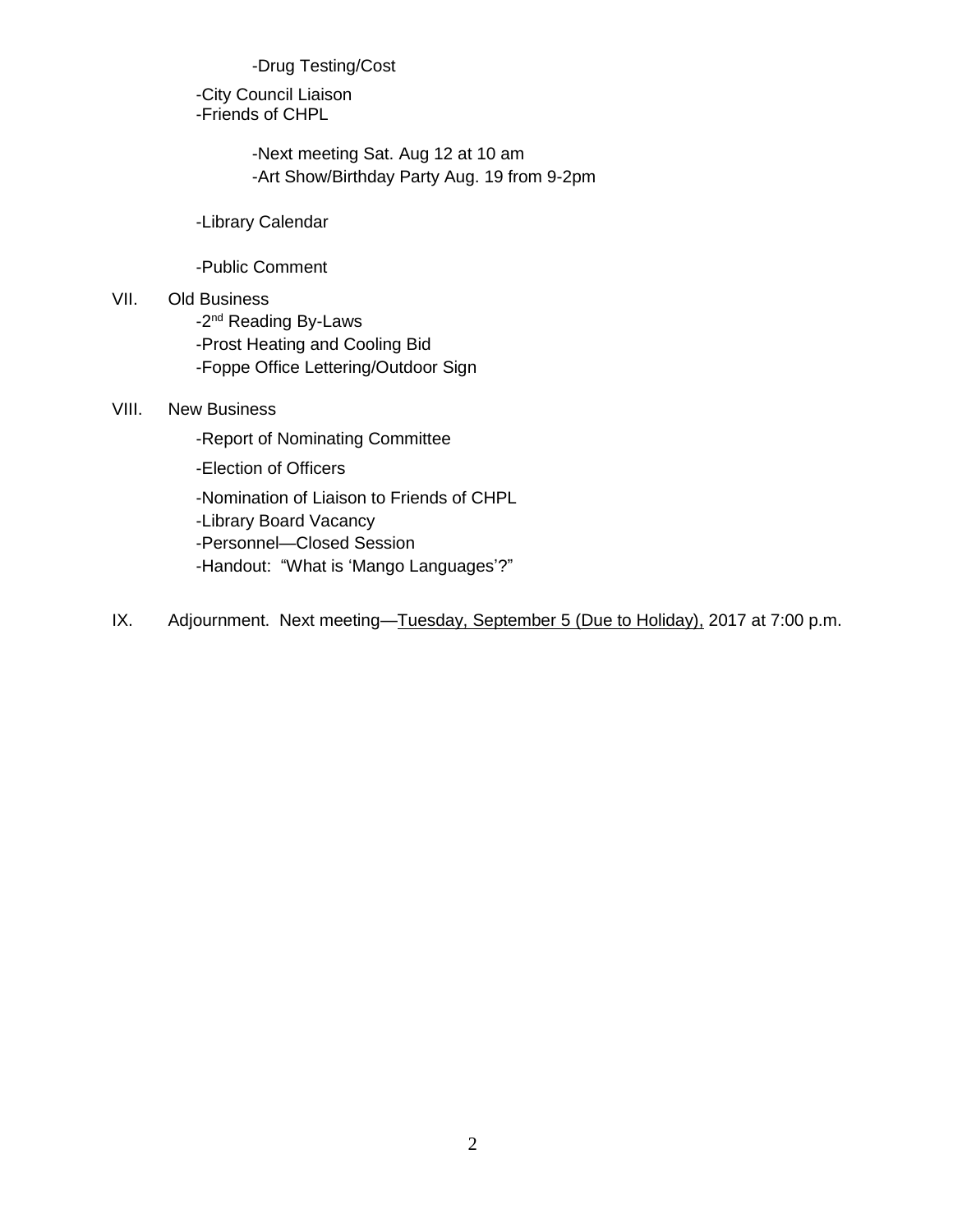-Drug Testing/Cost

-City Council Liaison
-Friends of CHPL

-Next meeting Sat. Aug 12 at 10 am
-Art Show/Birthday Party Aug. 19 from 9-2pm

-Library Calendar

-Public Comment

VII. Old Business
-2nd Reading By-Laws
-Prost Heating and Cooling Bid
-Foppe Office Lettering/Outdoor Sign

VIII. New Business

-Report of Nominating Committee

-Election of Officers

-Nomination of Liaison to Friends of CHPL
-Library Board Vacancy
-Personnel—Closed Session
-Handout: "What is 'Mango Languages'?"

IX. Adjournment. Next meeting—Tuesday, September 5 (Due to Holiday), 2017 at 7:00 p.m.